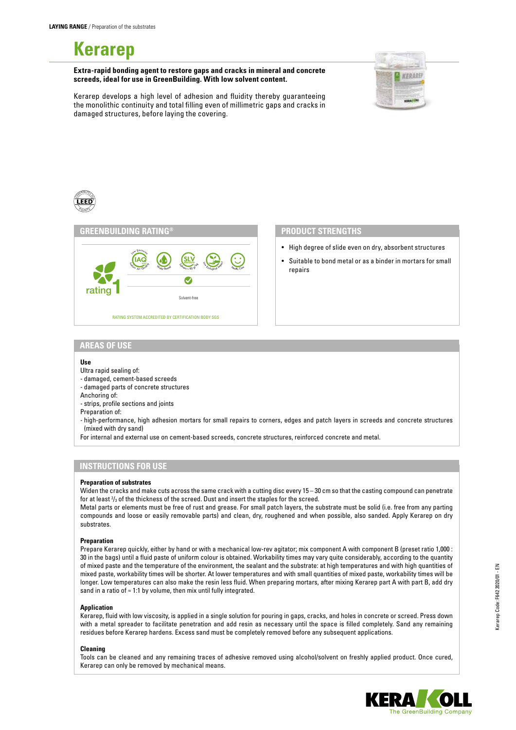**LAYING RANGE** / Preparation of the substrates

# Kerarep

**Extra-rapid bonding agent to restore gaps and cracks in mineral and concrete screeds, ideal for use in GreenBuilding. With low solvent content.**

Kerarep develops a high level of adhesion and fluidity thereby guaranteeing the monolithic continuity and total filling even of millimetric gaps and cracks in damaged structures, before laying the covering.

## GREENBUILDING RATING®

rating 1

Solvent-free

RATING SYSTEM ACCREDITED BY CERTIFICATION BODY SGS

## PRODUCT STRENGTHS

- High degree of slide even on dry, absorbent structures
- Suitable to bond metal or as a binder in mortars for small repairs

## AREAS OF USE

**Use**

Ultra rapid sealing of:
- damaged, cement-based screeds
- damaged parts of concrete structures

Anchoring of:
- strips, profile sections and joints

Preparation of:
- high-performance, high adhesion mortars for small repairs to corners, edges and patch layers in screeds and concrete structures (mixed with dry sand)

For internal and external use on cement-based screeds, concrete structures, reinforced concrete and metal.

## INSTRUCTIONS FOR USE

**Preparation of substrates**

Widen the cracks and make cuts across the same crack with a cutting disc every 15 – 30 cm so that the casting compound can penetrate for at least $^{2}/_{3}$ of the thickness of the screed. Dust and insert the staples for the screed.

Metal parts or elements must be free of rust and grease. For small patch layers, the substrate must be solid (i.e. free from any parting compounds and loose or easily removable parts) and clean, dry, roughened and when possible, also sanded. Apply Kerarep on dry substrates.

**Preparation**

Prepare Kerarep quickly, either by hand or with a mechanical low-rev agitator; mix component A with component B (preset ratio 1,000 : 30 in the bags) until a fluid paste of uniform colour is obtained. Workability times may vary quite considerably, according to the quantity of mixed paste and the temperature of the environment, the sealant and the substrate: at high temperatures and with high quantities of mixed paste, workability times will be shorter. At lower temperatures and with small quantities of mixed paste, workability times will be longer. Low temperatures can also make the resin less fluid. When preparing mortars, after mixing Kerarep part A with part B, add dry sand in a ratio of ≈ 1:1 by volume, then mix until fully integrated.

**Application**

Kerarep, fluid with low viscosity, is applied in a single solution for pouring in gaps, cracks, and holes in concrete or screed. Press down with a metal spreader to facilitate penetration and add resin as necessary until the space is filled completely. Sand any remaining residues before Kerarep hardens. Excess sand must be completely removed before any subsequent applications.

**Cleaning**

Tools can be cleaned and any remaining traces of adhesive removed using alcohol/solvent on freshly applied product. Once cured, Kerarep can only be removed by mechanical means.

Kerarep Code: F642 2020/01 - EN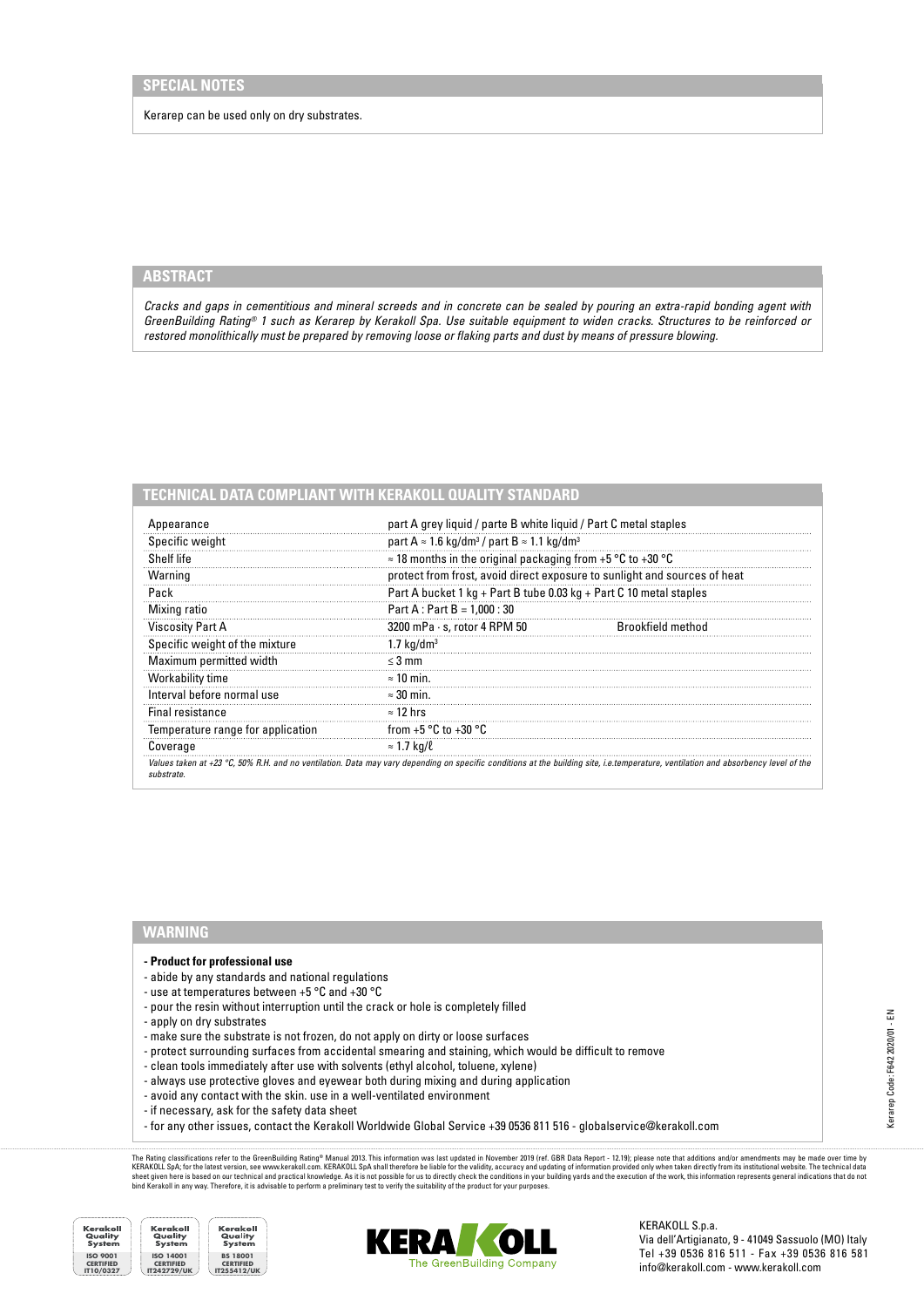## SPECIAL NOTES

Kerarep can be used only on dry substrates.

## ABSTRACT

*Cracks and gaps in cementitious and mineral screeds and in concrete can be sealed by pouring an extra-rapid bonding agent with GreenBuilding Rating® 1 such as Kerarep by Kerakoll Spa. Use suitable equipment to widen cracks. Structures to be reinforced or restored monolithically must be prepared by removing loose or flaking parts and dust by means of pressure blowing.*

## TECHNICAL DATA COMPLIANT WITH KERAKOLL QUALITY STANDARD

| | | |
|---|---|---|
| Appearance | part A grey liquid / parte B white liquid / Part C metal staples | |
| Specific weight | part A ≈ 1.6 kg/dm³ / part B ≈ 1.1 kg/dm³ | |
| Shelf life | ≈ 18 months in the original packaging from +5 °C to +30 °C | |
| Warning | protect from frost, avoid direct exposure to sunlight and sources of heat | |
| Pack | Part A bucket 1 kg + Part B tube 0.03 kg + Part C 10 metal staples | |
| Mixing ratio | Part A : Part B = 1,000 : 30 | |
| Viscosity Part A | 3200 mPa · s, rotor 4 RPM 50 | Brookfield method |
| Specific weight of the mixture | 1.7 kg/dm³ | |
| Maximum permitted width | ≤ 3 mm | |
| Workability time | ≈ 10 min. | |
| Interval before normal use | ≈ 30 min. | |
| Final resistance | ≈ 12 hrs | |
| Temperature range for application | from +5 °C to +30 °C | |
| Coverage | ≈ 1.7 kg/ℓ | |

*Values taken at +23 °C, 50% R.H. and no ventilation. Data may vary depending on specific conditions at the building site, i.e.temperature, ventilation and absorbency level of the substrate.*

## WARNING

- **Product for professional use**
- abide by any standards and national regulations
- use at temperatures between +5 °C and +30 °C
- pour the resin without interruption until the crack or hole is completely filled
- apply on dry substrates
- make sure the substrate is not frozen, do not apply on dirty or loose surfaces
- protect surrounding surfaces from accidental smearing and staining, which would be difficult to remove
- clean tools immediately after use with solvents (ethyl alcohol, toluene, xylene)
- always use protective gloves and eyewear both during mixing and during application
- avoid any contact with the skin. use in a well-ventilated environment
- if necessary, ask for the safety data sheet
- for any other issues, contact the Kerakoll Worldwide Global Service +39 0536 811 516 - globalservice@kerakoll.com

The Rating classifications refer to the GreenBuilding Rating® Manual 2013. This information was last updated in November 2019 (ref. GBR Data Report - 12.19); please note that additions and/or amendments may be made over time by KERAKOLL SpA; for the latest version, see www.kerakoll.com. KERAKOLL SpA shall therefore be liable for the validity, accuracy and updating of information provided only when taken directly from its institutional website. The technical data sheet given here is based on our technical and practical knowledge. As it is not possible for us to directly check the conditions in your building yards and the execution of the work, this information represents general indications that do not bind Kerakoll in any way. Therefore, it is advisable to perform a preliminary test to verify the suitability of the product for your purposes.

Kerakoll Quality System ISO 9001 CERTIFIED IT10/0327

Kerakoll Quality System ISO 14001 CERTIFIED IT242729/UK

Kerakoll Quality System BS 18001 CERTIFIED IT255412/UK

KERAKOLL The GreenBuilding Company

KERAKOLL S.p.a.
Via dell'Artigianato, 9 - 41049 Sassuolo (MO) Italy
Tel +39 0536 816 511 - Fax +39 0536 816 581
info@kerakoll.com - www.kerakoll.com

Kerarep Code: F642 2020/01 - EN